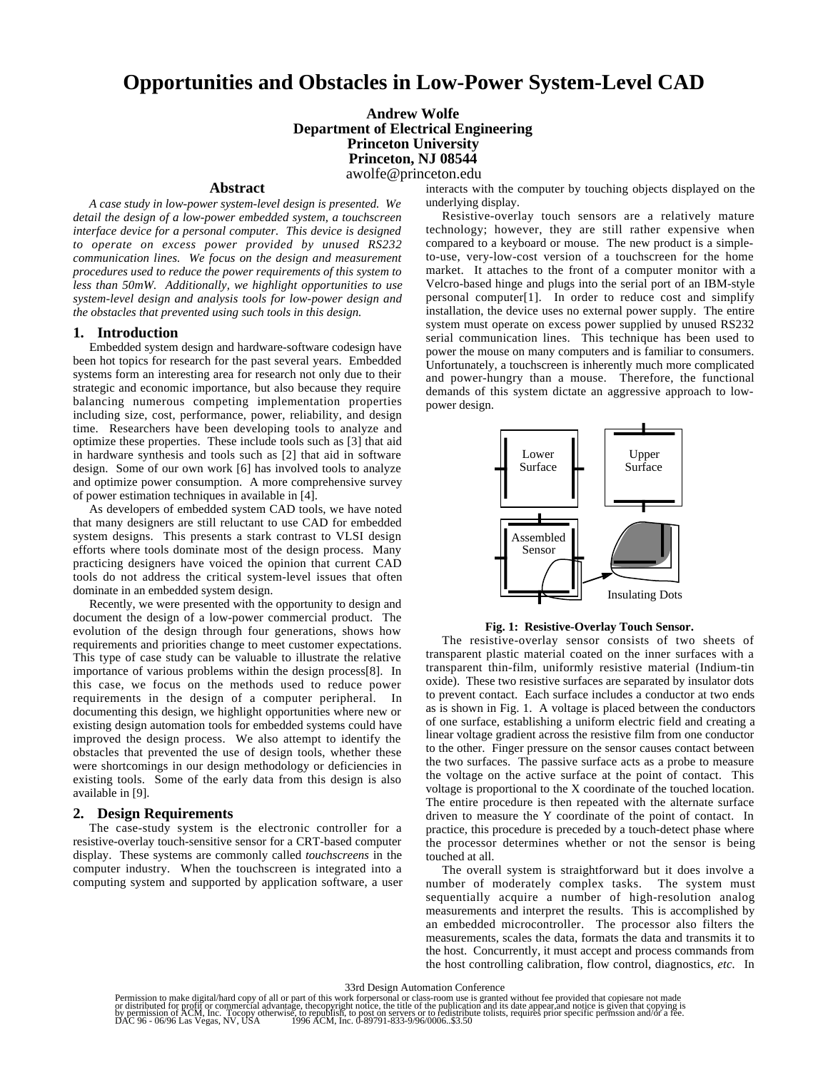# Opportunities and Obstacles in Low-Power System-Level CAD

**Andrew Wolfe**
**Department of Electrical Engineering**
**Princeton University**
**Princeton, NJ 08544**
awolfe@princeton.edu

## Abstract

*A case study in low-power system-level design is presented. We detail the design of a low-power embedded system, a touchscreen interface device for a personal computer. This device is designed to operate on excess power provided by unused RS232 communication lines. We focus on the design and measurement procedures used to reduce the power requirements of this system to less than 50mW. Additionally, we highlight opportunities to use system-level design and analysis tools for low-power design and the obstacles that prevented using such tools in this design.*

## 1. Introduction

Embedded system design and hardware-software codesign have been hot topics for research for the past several years. Embedded systems form an interesting area for research not only due to their strategic and economic importance, but also because they require balancing numerous competing implementation properties including size, cost, performance, power, reliability, and design time. Researchers have been developing tools to analyze and optimize these properties. These include tools such as [3] that aid in hardware synthesis and tools such as [2] that aid in software design. Some of our own work [6] has involved tools to analyze and optimize power consumption. A more comprehensive survey of power estimation techniques in available in [4].

As developers of embedded system CAD tools, we have noted that many designers are still reluctant to use CAD for embedded system designs. This presents a stark contrast to VLSI design efforts where tools dominate most of the design process. Many practicing designers have voiced the opinion that current CAD tools do not address the critical system-level issues that often dominate in an embedded system design.

Recently, we were presented with the opportunity to design and document the design of a low-power commercial product. The evolution of the design through four generations, shows how requirements and priorities change to meet customer expectations. This type of case study can be valuable to illustrate the relative importance of various problems within the design process[8]. In this case, we focus on the methods used to reduce power requirements in the design of a computer peripheral. In documenting this design, we highlight opportunities where new or existing design automation tools for embedded systems could have improved the design process. We also attempt to identify the obstacles that prevented the use of design tools, whether these were shortcomings in our design methodology or deficiencies in existing tools. Some of the early data from this design is also available in [9].

## 2. Design Requirements

The case-study system is the electronic controller for a resistive-overlay touch-sensitive sensor for a CRT-based computer display. These systems are commonly called *touchscreens* in the computer industry. When the touchscreen is integrated into a computing system and supported by application software, a user interacts with the computer by touching objects displayed on the underlying display.

Resistive-overlay touch sensors are a relatively mature technology; however, they are still rather expensive when compared to a keyboard or mouse. The new product is a simple-to-use, very-low-cost version of a touchscreen for the home market. It attaches to the front of a computer monitor with a Velcro-based hinge and plugs into the serial port of an IBM-style personal computer[1]. In order to reduce cost and simplify installation, the device uses no external power supply. The entire system must operate on excess power supplied by unused RS232 serial communication lines. This technique has been used to power the mouse on many computers and is familiar to consumers. Unfortunately, a touchscreen is inherently much more complicated and power-hungry than a mouse. Therefore, the functional demands of this system dictate an aggressive approach to low-power design.

Lower Surface

Upper Surface

Assembled Sensor

Insulating Dots

**Fig. 1: Resistive-Overlay Touch Sensor.**

The resistive-overlay sensor consists of two sheets of transparent plastic material coated on the inner surfaces with a transparent thin-film, uniformly resistive material (Indium-tin oxide). These two resistive surfaces are separated by insulator dots to prevent contact. Each surface includes a conductor at two ends as is shown in Fig. 1. A voltage is placed between the conductors of one surface, establishing a uniform electric field and creating a linear voltage gradient across the resistive film from one conductor to the other. Finger pressure on the sensor causes contact between the two surfaces. The passive surface acts as a probe to measure the voltage on the active surface at the point of contact. This voltage is proportional to the X coordinate of the touched location. The entire procedure is then repeated with the alternate surface driven to measure the Y coordinate of the point of contact. In practice, this procedure is preceded by a touch-detect phase where the processor determines whether or not the sensor is being touched at all.

The overall system is straightforward but it does involve a number of moderately complex tasks. The system must sequentially acquire a number of high-resolution analog measurements and interpret the results. This is accomplished by an embedded microcontroller. The processor also filters the measurements, scales the data, formats the data and transmits it to the host. Concurrently, it must accept and process commands from the host controlling calibration, flow control, diagnostics, *etc.* In

33rd Design Automation Conference

Permission to make digital/hard copy of all or part of this work forpersonal or class-room use is granted without fee provided that copiesare not made or distributed for profit or commercial advantage, thecopyright notice, the title of the publication and its date appear,and notice is given that copying is by permission of ACM, Inc. Tocopy otherwise, to republish, to post on servers or to redistribute tolists, requires prior specific permssion and/or a fee.
DAC 96 - 06/96 Las Vegas, NV, USA 1996 ACM, Inc. 0-89791-833-9/96/0006..$3.50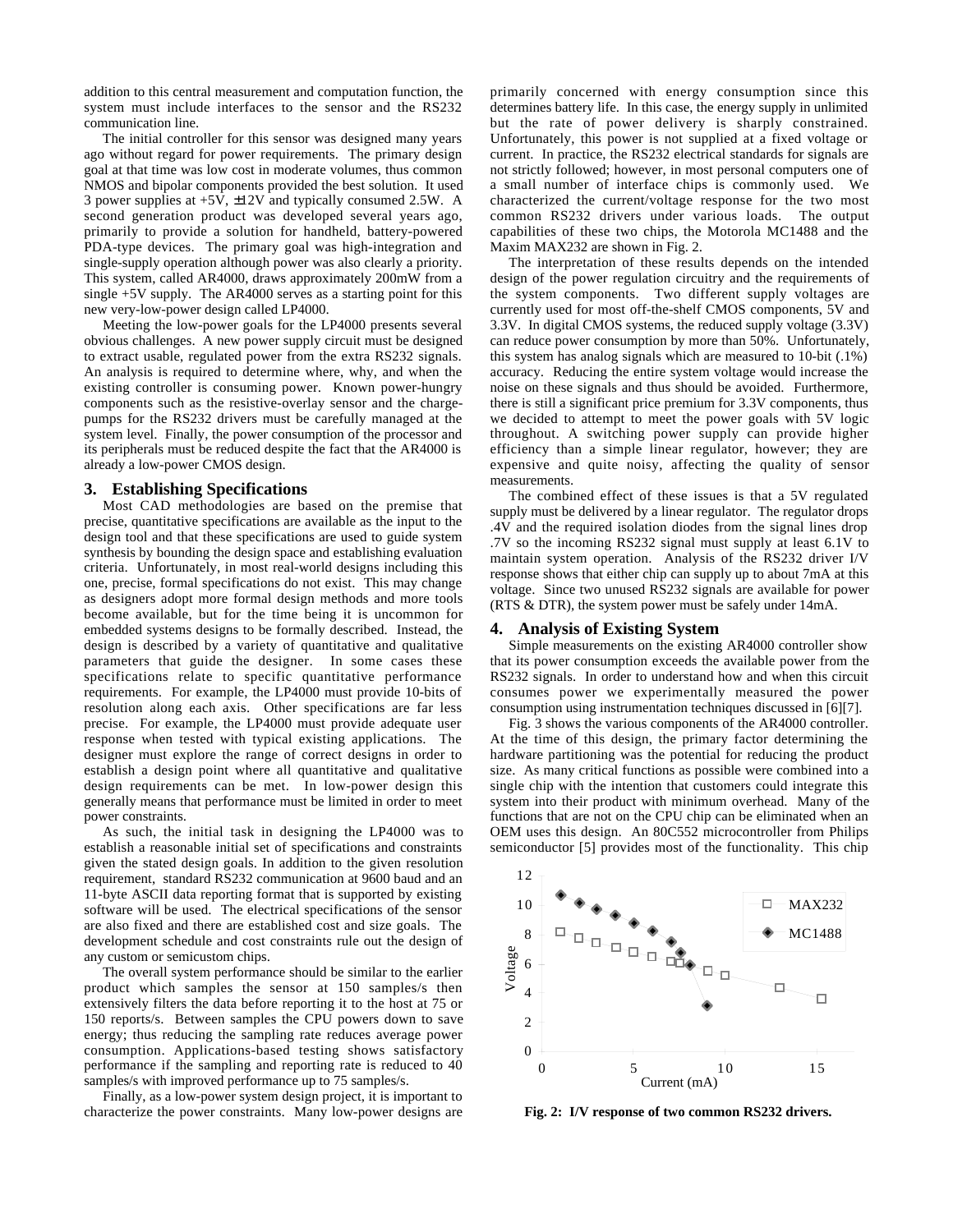addition to this central measurement and computation function, the system must include interfaces to the sensor and the RS232 communication line.

The initial controller for this sensor was designed many years ago without regard for power requirements. The primary design goal at that time was low cost in moderate volumes, thus common NMOS and bipolar components provided the best solution. It used 3 power supplies at +5V, ±12V and typically consumed 2.5W. A second generation product was developed several years ago, primarily to provide a solution for handheld, battery-powered PDA-type devices. The primary goal was high-integration and single-supply operation although power was also clearly a priority. This system, called AR4000, draws approximately 200mW from a single +5V supply. The AR4000 serves as a starting point for this new very-low-power design called LP4000.

Meeting the low-power goals for the LP4000 presents several obvious challenges. A new power supply circuit must be designed to extract usable, regulated power from the extra RS232 signals. An analysis is required to determine where, why, and when the existing controller is consuming power. Known power-hungry components such as the resistive-overlay sensor and the charge-pumps for the RS232 drivers must be carefully managed at the system level. Finally, the power consumption of the processor and its peripherals must be reduced despite the fact that the AR4000 is already a low-power CMOS design.

## 3. Establishing Specifications

Most CAD methodologies are based on the premise that precise, quantitative specifications are available as the input to the design tool and that these specifications are used to guide system synthesis by bounding the design space and establishing evaluation criteria. Unfortunately, in most real-world designs including this one, precise, formal specifications do not exist. This may change as designers adopt more formal design methods and more tools become available, but for the time being it is uncommon for embedded systems designs to be formally described. Instead, the design is described by a variety of quantitative and qualitative parameters that guide the designer. In some cases these specifications relate to specific quantitative performance requirements. For example, the LP4000 must provide 10-bits of resolution along each axis. Other specifications are far less precise. For example, the LP4000 must provide adequate user response when tested with typical existing applications. The designer must explore the range of correct designs in order to establish a design point where all quantitative and qualitative design requirements can be met. In low-power design this generally means that performance must be limited in order to meet power constraints.

As such, the initial task in designing the LP4000 was to establish a reasonable initial set of specifications and constraints given the stated design goals. In addition to the given resolution requirement, standard RS232 communication at 9600 baud and an 11-byte ASCII data reporting format that is supported by existing software will be used. The electrical specifications of the sensor are also fixed and there are established cost and size goals. The development schedule and cost constraints rule out the design of any custom or semicustom chips.

The overall system performance should be similar to the earlier product which samples the sensor at 150 samples/s then extensively filters the data before reporting it to the host at 75 or 150 reports/s. Between samples the CPU powers down to save energy; thus reducing the sampling rate reduces average power consumption. Applications-based testing shows satisfactory performance if the sampling and reporting rate is reduced to 40 samples/s with improved performance up to 75 samples/s.

Finally, as a low-power system design project, it is important to characterize the power constraints. Many low-power designs are primarily concerned with energy consumption since this determines battery life. In this case, the energy supply in unlimited but the rate of power delivery is sharply constrained. Unfortunately, this power is not supplied at a fixed voltage or current. In practice, the RS232 electrical standards for signals are not strictly followed; however, in most personal computers one of a small number of interface chips is commonly used. We characterized the current/voltage response for the two most common RS232 drivers under various loads. The output capabilities of these two chips, the Motorola MC1488 and the Maxim MAX232 are shown in Fig. 2.

The interpretation of these results depends on the intended design of the power regulation circuitry and the requirements of the system components. Two different supply voltages are currently used for most off-the-shelf CMOS components, 5V and 3.3V. In digital CMOS systems, the reduced supply voltage (3.3V) can reduce power consumption by more than 50%. Unfortunately, this system has analog signals which are measured to 10-bit (.1%) accuracy. Reducing the entire system voltage would increase the noise on these signals and thus should be avoided. Furthermore, there is still a significant price premium for 3.3V components, thus we decided to attempt to meet the power goals with 5V logic throughout. A switching power supply can provide higher efficiency than a simple linear regulator, however; they are expensive and quite noisy, affecting the quality of sensor measurements.

The combined effect of these issues is that a 5V regulated supply must be delivered by a linear regulator. The regulator drops .4V and the required isolation diodes from the signal lines drop .7V so the incoming RS232 signal must supply at least 6.1V to maintain system operation. Analysis of the RS232 driver I/V response shows that either chip can supply up to about 7mA at this voltage. Since two unused RS232 signals are available for power (RTS & DTR), the system power must be safely under 14mA.

## 4. Analysis of Existing System

Simple measurements on the existing AR4000 controller show that its power consumption exceeds the available power from the RS232 signals. In order to understand how and when this circuit consumes power we experimentally measured the power consumption using instrumentation techniques discussed in [6][7].

Fig. 3 shows the various components of the AR4000 controller. At the time of this design, the primary factor determining the hardware partitioning was the potential for reducing the product size. As many critical functions as possible were combined into a single chip with the intention that customers could integrate this system into their product with minimum overhead. Many of the functions that are not on the CPU chip can be eliminated when an OEM uses this design. An 80C552 microcontroller from Philips semiconductor [5] provides most of the functionality. This chip

**Fig. 2: I/V response of two common RS232 drivers.**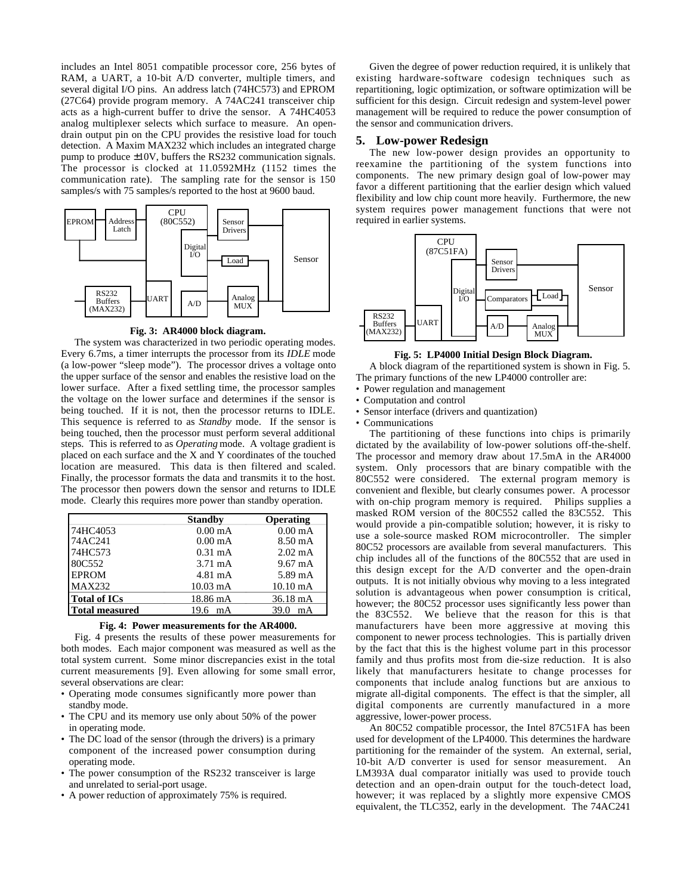includes an Intel 8051 compatible processor core, 256 bytes of RAM, a UART, a 10-bit A/D converter, multiple timers, and several digital I/O pins. An address latch (74HC573) and EPROM (27C64) provide program memory. A 74AC241 transceiver chip acts as a high-current buffer to drive the sensor. A 74HC4053 analog multiplexer selects which surface to measure. An open-drain output pin on the CPU provides the resistive load for touch detection. A Maxim MAX232 which includes an integrated charge pump to produce ±10V, buffers the RS232 communication signals. The processor is clocked at 11.0592MHz (1152 times the communication rate). The sampling rate for the sensor is 150 samples/s with 75 samples/s reported to the host at 9600 baud.

**Fig. 3: AR4000 block diagram.**

The system was characterized in two periodic operating modes. Every 6.7ms, a timer interrupts the processor from its *IDLE* mode (a low-power "sleep mode"). The processor drives a voltage onto the upper surface of the sensor and enables the resistive load on the lower surface. After a fixed settling time, the processor samples the voltage on the lower surface and determines if the sensor is being touched. If it is not, then the processor returns to IDLE. This sequence is referred to as *Standby* mode. If the sensor is being touched, then the processor must perform several additional steps. This is referred to as *Operating* mode. A voltage gradient is placed on each surface and the X and Y coordinates of the touched location are measured. This data is then filtered and scaled. Finally, the processor formats the data and transmits it to the host. The processor then powers down the sensor and returns to IDLE mode. Clearly this requires more power than standby operation.

| | Standby | Operating |
|---|---|---|
| 74HC4053 | 0.00 mA | 0.00 mA |
| 74AC241 | 0.00 mA | 8.50 mA |
| 74HC573 | 0.31 mA | 2.02 mA |
| 80C552 | 3.71 mA | 9.67 mA |
| EPROM | 4.81 mA | 5.89 mA |
| MAX232 | 10.03 mA | 10.10 mA |
| **Total of ICs** | 18.86 mA | 36.18 mA |
| **Total measured** | 19.6 mA | 39.0 mA |

**Fig. 4: Power measurements for the AR4000.**

Fig. 4 presents the results of these power measurements for both modes. Each major component was measured as well as the total system current. Some minor discrepancies exist in the total current measurements [9]. Even allowing for some small error, several observations are clear:

- Operating mode consumes significantly more power than standby mode.
- The CPU and its memory use only about 50% of the power in operating mode.
- The DC load of the sensor (through the drivers) is a primary component of the increased power consumption during operating mode.
- The power consumption of the RS232 transceiver is large and unrelated to serial-port usage.
- A power reduction of approximately 75% is required.

Given the degree of power reduction required, it is unlikely that existing hardware-software codesign techniques such as repartitioning, logic optimization, or software optimization will be sufficient for this design. Circuit redesign and system-level power management will be required to reduce the power consumption of the sensor and communication drivers.

## 5. Low-power Redesign

The new low-power design provides an opportunity to reexamine the partitioning of the system functions into components. The new primary design goal of low-power may favor a different partitioning that the earlier design which valued flexibility and low chip count more heavily. Furthermore, the new system requires power management functions that were not required in earlier systems.

**Fig. 5: LP4000 Initial Design Block Diagram.**

A block diagram of the repartitioned system is shown in Fig. 5. The primary functions of the new LP4000 controller are:

- Power regulation and management
- Computation and control
- Sensor interface (drivers and quantization)
- Communications

The partitioning of these functions into chips is primarily dictated by the availability of low-power solutions off-the-shelf. The processor and memory draw about 17.5mA in the AR4000 system. Only processors that are binary compatible with the 80C552 were considered. The external program memory is convenient and flexible, but clearly consumes power. A processor with on-chip program memory is required. Philips supplies a masked ROM version of the 80C552 called the 83C552. This would provide a pin-compatible solution; however, it is risky to use a sole-source masked ROM microcontroller. The simpler 80C52 processors are available from several manufacturers. This chip includes all of the functions of the 80C552 that are used in this design except for the A/D converter and the open-drain outputs. It is not initially obvious why moving to a less integrated solution is advantageous when power consumption is critical, however; the 80C52 processor uses significantly less power than the 83C552. We believe that the reason for this is that manufacturers have been more aggressive at moving this component to newer process technologies. This is partially driven by the fact that this is the highest volume part in this processor family and thus profits most from die-size reduction. It is also likely that manufacturers hesitate to change processes for components that include analog functions but are anxious to migrate all-digital components. The effect is that the simpler, all digital components are currently manufactured in a more aggressive, lower-power process.

An 80C52 compatible processor, the Intel 87C51FA has been used for development of the LP4000. This determines the hardware partitioning for the remainder of the system. An external, serial, 10-bit A/D converter is used for sensor measurement. An LM393A dual comparator initially was used to provide touch detection and an open-drain output for the touch-detect load, however; it was replaced by a slightly more expensive CMOS equivalent, the TLC352, early in the development. The 74AC241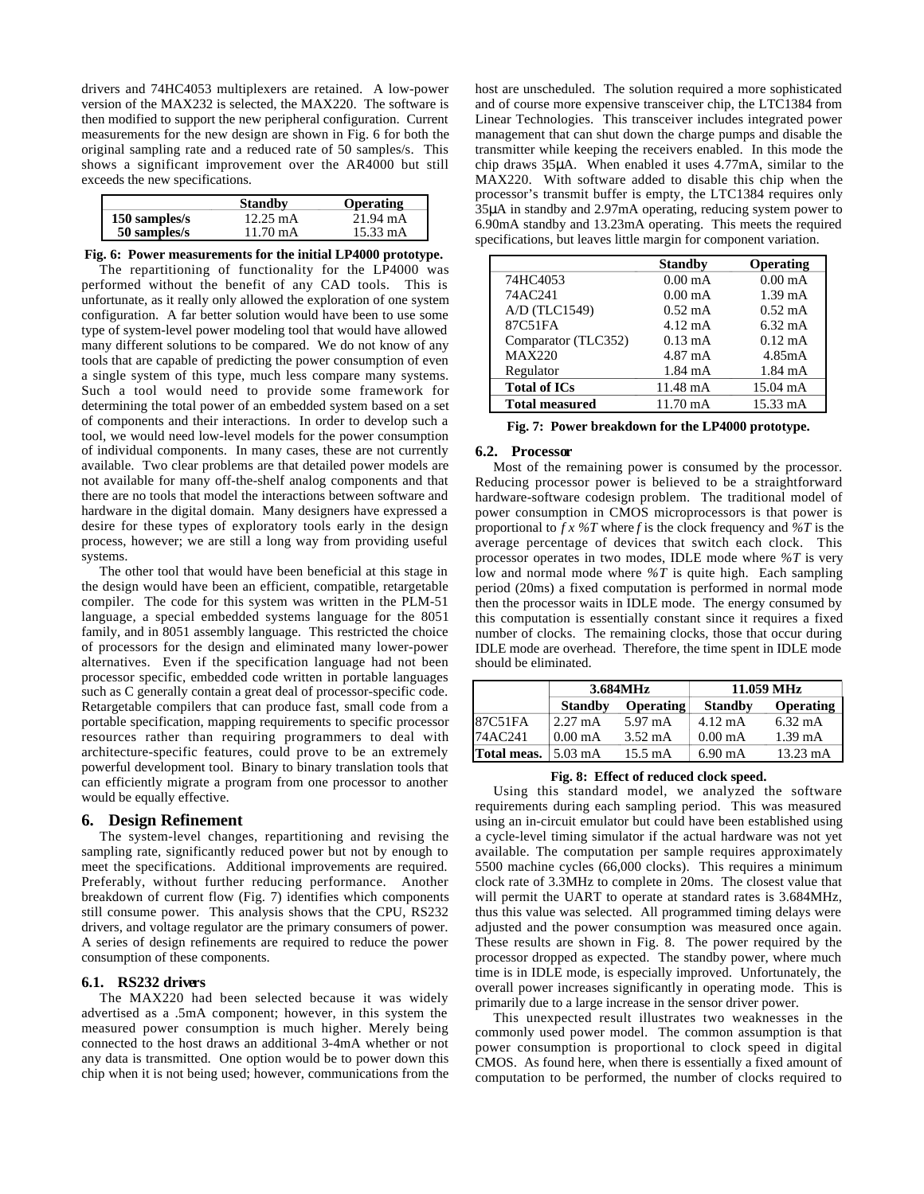drivers and 74HC4053 multiplexers are retained. A low-power version of the MAX232 is selected, the MAX220. The software is then modified to support the new peripheral configuration. Current measurements for the new design are shown in Fig. 6 for both the original sampling rate and a reduced rate of 50 samples/s. This shows a significant improvement over the AR4000 but still exceeds the new specifications.

| | Standby | Operating |
|---|---|---|
| **150 samples/s** | 12.25 mA | 21.94 mA |
| **50 samples/s** | 11.70 mA | 15.33 mA |

**Fig. 6: Power measurements for the initial LP4000 prototype.**

The repartitioning of functionality for the LP4000 was performed without the benefit of any CAD tools. This is unfortunate, as it really only allowed the exploration of one system configuration. A far better solution would have been to use some type of system-level power modeling tool that would have allowed many different solutions to be compared. We do not know of any tools that are capable of predicting the power consumption of even a single system of this type, much less compare many systems. Such a tool would need to provide some framework for determining the total power of an embedded system based on a set of components and their interactions. In order to develop such a tool, we would need low-level models for the power consumption of individual components. In many cases, these are not currently available. Two clear problems are that detailed power models are not available for many off-the-shelf analog components and that there are no tools that model the interactions between software and hardware in the digital domain. Many designers have expressed a desire for these types of exploratory tools early in the design process, however; we are still a long way from providing useful systems.

The other tool that would have been beneficial at this stage in the design would have been an efficient, compatible, retargetable compiler. The code for this system was written in the PLM-51 language, a special embedded systems language for the 8051 family, and in 8051 assembly language. This restricted the choice of processors for the design and eliminated many lower-power alternatives. Even if the specification language had not been processor specific, embedded code written in portable languages such as C generally contain a great deal of processor-specific code. Retargetable compilers that can produce fast, small code from a portable specification, mapping requirements to specific processor resources rather than requiring programmers to deal with architecture-specific features, could prove to be an extremely powerful development tool. Binary to binary translation tools that can efficiently migrate a program from one processor to another would be equally effective.

## 6. Design Refinement

The system-level changes, repartitioning and revising the sampling rate, significantly reduced power but not by enough to meet the specifications. Additional improvements are required. Preferably, without further reducing performance. Another breakdown of current flow (Fig. 7) identifies which components still consume power. This analysis shows that the CPU, RS232 drivers, and voltage regulator are the primary consumers of power. A series of design refinements are required to reduce the power consumption of these components.

### 6.1. RS232 drivers

The MAX220 had been selected because it was widely advertised as a .5mA component; however, in this system the measured power consumption is much higher. Merely being connected to the host draws an additional 3-4mA whether or not any data is transmitted. One option would be to power down this chip when it is not being used; however, communications from the host are unscheduled. The solution required a more sophisticated and of course more expensive transceiver chip, the LTC1384 from Linear Technologies. This transceiver includes integrated power management that can shut down the charge pumps and disable the transmitter while keeping the receivers enabled. In this mode the chip draws 35μA. When enabled it uses 4.77mA, similar to the MAX220. With software added to disable this chip when the processor's transmit buffer is empty, the LTC1384 requires only 35μA in standby and 2.97mA operating, reducing system power to 6.90mA standby and 13.23mA operating. This meets the required specifications, but leaves little margin for component variation.

| | Standby | Operating |
|---|---|---|
| 74HC4053 | 0.00 mA | 0.00 mA |
| 74AC241 | 0.00 mA | 1.39 mA |
| A/D (TLC1549) | 0.52 mA | 0.52 mA |
| 87C51FA | 4.12 mA | 6.32 mA |
| Comparator (TLC352) | 0.13 mA | 0.12 mA |
| MAX220 | 4.87 mA | 4.85mA |
| Regulator | 1.84 mA | 1.84 mA |
| **Total of ICs** | 11.48 mA | 15.04 mA |
| **Total measured** | 11.70 mA | 15.33 mA |

**Fig. 7: Power breakdown for the LP4000 prototype.**

### 6.2. Processor

Most of the remaining power is consumed by the processor. Reducing processor power is believed to be a straightforward hardware-software codesign problem. The traditional model of power consumption in CMOS microprocessors is that power is proportional to $f \times \%T$ where $f$ is the clock frequency and $\%T$ is the average percentage of devices that switch each clock. This processor operates in two modes, IDLE mode where $\%T$ is very low and normal mode where $\%T$ is quite high. Each sampling period (20ms) a fixed computation is performed in normal mode then the processor waits in IDLE mode. The energy consumed by this computation is essentially constant since it requires a fixed number of clocks. The remaining clocks, those that occur during IDLE mode are overhead. Therefore, the time spent in IDLE mode should be eliminated.

| | 3.684MHz | | 11.059 MHz | |
|---|---|---|---|---|
| | Standby | Operating | Standby | Operating |
| 87C51FA | 2.27 mA | 5.97 mA | 4.12 mA | 6.32 mA |
| 74AC241 | 0.00 mA | 3.52 mA | 0.00 mA | 1.39 mA |
| **Total meas.** | 5.03 mA | 15.5 mA | 6.90 mA | 13.23 mA |

**Fig. 8: Effect of reduced clock speed.**

Using this standard model, we analyzed the software requirements during each sampling period. This was measured using an in-circuit emulator but could have been established using a cycle-level timing simulator if the actual hardware was not yet available. The computation per sample requires approximately 5500 machine cycles (66,000 clocks). This requires a minimum clock rate of 3.3MHz to complete in 20ms. The closest value that will permit the UART to operate at standard rates is 3.684MHz, thus this value was selected. All programmed timing delays were adjusted and the power consumption was measured once again. These results are shown in Fig. 8. The power required by the processor dropped as expected. The standby power, where much time is in IDLE mode, is especially improved. Unfortunately, the overall power increases significantly in operating mode. This is primarily due to a large increase in the sensor driver power.

This unexpected result illustrates two weaknesses in the commonly used power model. The common assumption is that power consumption is proportional to clock speed in digital CMOS. As found here, when there is essentially a fixed amount of computation to be performed, the number of clocks required to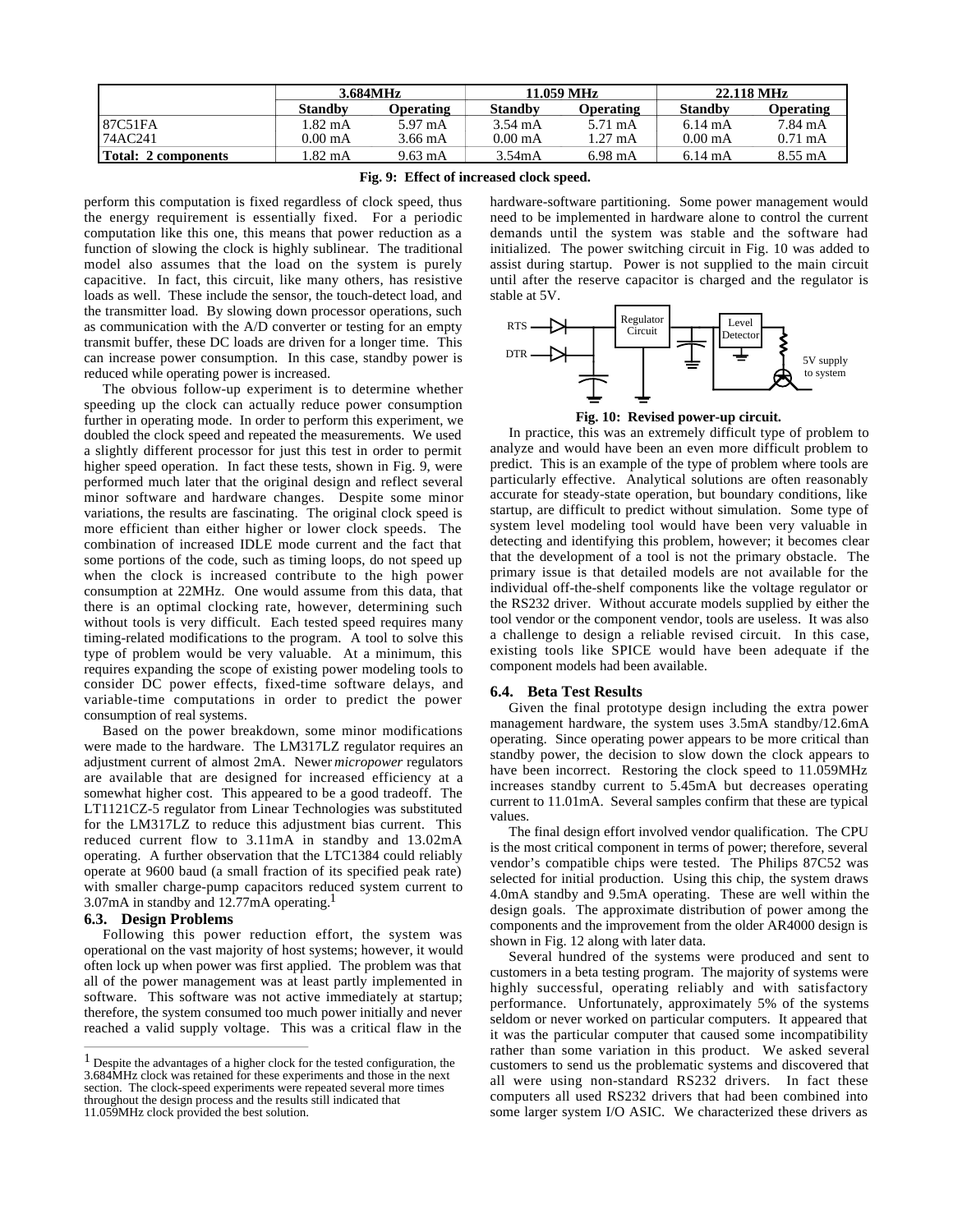| | 3.684MHz | | 11.059 MHz | | 22.118 MHz | |
|---|---|---|---|---|---|---|
| | **Standby** | **Operating** | **Standby** | **Operating** | **Standby** | **Operating** |
| 87C51FA | 1.82 mA | 5.97 mA | 3.54 mA | 5.71 mA | 6.14 mA | 7.84 mA |
| 74AC241 | 0.00 mA | 3.66 mA | 0.00 mA | 1.27 mA | 0.00 mA | 0.71 mA |
| **Total: 2 components** | 1.82 mA | 9.63 mA | 3.54mA | 6.98 mA | 6.14 mA | 8.55 mA |

**Fig. 9: Effect of increased clock speed.**

perform this computation is fixed regardless of clock speed, thus the energy requirement is essentially fixed. For a periodic computation like this one, this means that power reduction as a function of slowing the clock is highly sublinear. The traditional model also assumes that the load on the system is purely capacitive. In fact, this circuit, like many others, has resistive loads as well. These include the sensor, the touch-detect load, and the transmitter load. By slowing down processor operations, such as communication with the A/D converter or testing for an empty transmit buffer, these DC loads are driven for a longer time. This can increase power consumption. In this case, standby power is reduced while operating power is increased.

The obvious follow-up experiment is to determine whether speeding up the clock can actually reduce power consumption further in operating mode. In order to perform this experiment, we doubled the clock speed and repeated the measurements. We used a slightly different processor for just this test in order to permit higher speed operation. In fact these tests, shown in Fig. 9, were performed much later that the original design and reflect several minor software and hardware changes. Despite some minor variations, the results are fascinating. The original clock speed is more efficient than either higher or lower clock speeds. The combination of increased IDLE mode current and the fact that some portions of the code, such as timing loops, do not speed up when the clock is increased contribute to the high power consumption at 22MHz. One would assume from this data, that there is an optimal clocking rate, however, determining such without tools is very difficult. Each tested speed requires many timing-related modifications to the program. A tool to solve this type of problem would be very valuable. At a minimum, this requires expanding the scope of existing power modeling tools to consider DC power effects, fixed-time software delays, and variable-time computations in order to predict the power consumption of real systems.

Based on the power breakdown, some minor modifications were made to the hardware. The LM317LZ regulator requires an adjustment current of almost 2mA. Newer *micropower* regulators are available that are designed for increased efficiency at a somewhat higher cost. This appeared to be a good tradeoff. The LT1121CZ-5 regulator from Linear Technologies was substituted for the LM317LZ to reduce this adjustment bias current. This reduced current flow to 3.11mA in standby and 13.02mA operating. A further observation that the LTC1384 could reliably operate at 9600 baud (a small fraction of its specified peak rate) with smaller charge-pump capacitors reduced system current to 3.07mA in standby and 12.77mA operating.[1]

### 6.3. Design Problems

Following this power reduction effort, the system was operational on the vast majority of host systems; however, it would often lock up when power was first applied. The problem was that all of the power management was at least partly implemented in software. This software was not active immediately at startup; therefore, the system consumed too much power initially and never reached a valid supply voltage. This was a critical flaw in the hardware-software partitioning. Some power management would need to be implemented in hardware alone to control the current demands until the system was stable and the software had initialized. The power switching circuit in Fig. 10 was added to assist during startup. Power is not supplied to the main circuit until after the reserve capacitor is charged and the regulator is stable at 5V.

**Fig. 10: Revised power-up circuit.**

In practice, this was an extremely difficult type of problem to analyze and would have been an even more difficult problem to predict. This is an example of the type of problem where tools are particularly effective. Analytical solutions are often reasonably accurate for steady-state operation, but boundary conditions, like startup, are difficult to predict without simulation. Some type of system level modeling tool would have been very valuable in detecting and identifying this problem, however; it becomes clear that the development of a tool is not the primary obstacle. The primary issue is that detailed models are not available for the individual off-the-shelf components like the voltage regulator or the RS232 driver. Without accurate models supplied by either the tool vendor or the component vendor, tools are useless. It was also a challenge to design a reliable revised circuit. In this case, existing tools like SPICE would have been adequate if the component models had been available.

### 6.4. Beta Test Results

Given the final prototype design including the extra power management hardware, the system uses 3.5mA standby/12.6mA operating. Since operating power appears to be more critical than standby power, the decision to slow down the clock appears to have been incorrect. Restoring the clock speed to 11.059MHz increases standby current to 5.45mA but decreases operating current to 11.01mA. Several samples confirm that these are typical values.

The final design effort involved vendor qualification. The CPU is the most critical component in terms of power; therefore, several vendor's compatible chips were tested. The Philips 87C52 was selected for initial production. Using this chip, the system draws 4.0mA standby and 9.5mA operating. These are well within the design goals. The approximate distribution of power among the components and the improvement from the older AR4000 design is shown in Fig. 12 along with later data.

Several hundred of the systems were produced and sent to customers in a beta testing program. The majority of systems were highly successful, operating reliably and with satisfactory performance. Unfortunately, approximately 5% of the systems seldom or never worked on particular computers. It appeared that it was the particular computer that caused some incompatibility rather than some variation in this product. We asked several customers to send us the problematic systems and discovered that all were using non-standard RS232 drivers. In fact these computers all used RS232 drivers that had been combined into some larger system I/O ASIC. We characterized these drivers as

---

[1] Despite the advantages of a higher clock for the tested configuration, the 3.684MHz clock was retained for these experiments and those in the next section. The clock-speed experiments were repeated several more times throughout the design process and the results still indicated that 11.059MHz clock provided the best solution.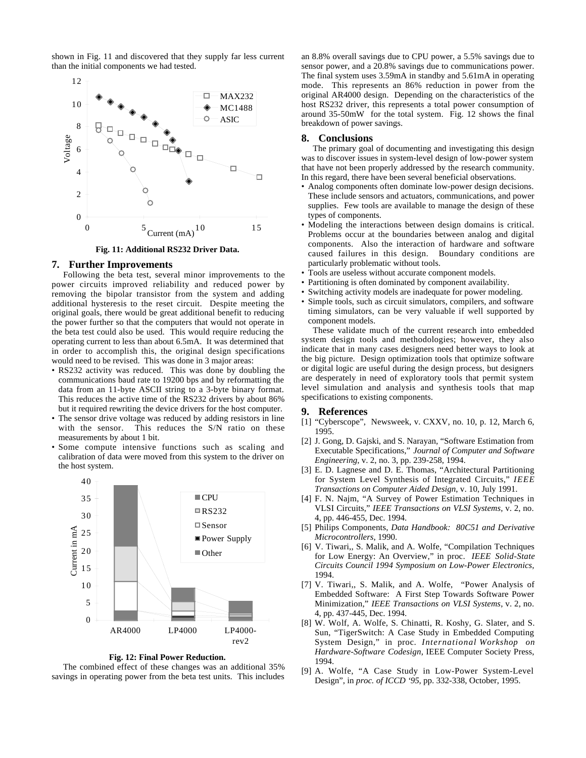shown in Fig. 11 and discovered that they supply far less current than the initial components we had tested.

12
10
8
6
4
2
0
Voltage
0
5
10
15
Current (mA)
MAX232
MC1488
ASIC

**Fig. 11: Additional RS232 Driver Data.**

## 7. Further Improvements

Following the beta test, several minor improvements to the power circuits improved reliability and reduced power by removing the bipolar transistor from the system and adding additional hysteresis to the reset circuit. Despite meeting the original goals, there would be great additional benefit to reducing the power further so that the computers that would not operate in the beta test could also be used. This would require reducing the operating current to less than about 6.5mA. It was determined that in order to accomplish this, the original design specifications would need to be revised. This was done in 3 major areas:

- RS232 activity was reduced. This was done by doubling the communications baud rate to 19200 bps and by reformatting the data from an 11-byte ASCII string to a 3-byte binary format. This reduces the active time of the RS232 drivers by about 86% but it required rewriting the device drivers for the host computer.
- The sensor drive voltage was reduced by adding resistors in line with the sensor. This reduces the S/N ratio on these measurements by about 1 bit.
- Some compute intensive functions such as scaling and calibration of data were moved from this system to the driver on the host system.

40
35
30
25
20
15
10
5
0
Current in mA
AR4000
LP4000
LP4000-rev2
CPU
RS232
Sensor
Power Supply
Other

**Fig. 12: Final Power Reduction.**

The combined effect of these changes was an additional 35% savings in operating power from the beta test units. This includes an 8.8% overall savings due to CPU power, a 5.5% savings due to sensor power, and a 20.8% savings due to communications power. The final system uses 3.59mA in standby and 5.61mA in operating mode. This represents an 86% reduction in power from the original AR4000 design. Depending on the characteristics of the host RS232 driver, this represents a total power consumption of around 35-50mW for the total system. Fig. 12 shows the final breakdown of power savings.

## 8. Conclusions

The primary goal of documenting and investigating this design was to discover issues in system-level design of low-power system that have not been properly addressed by the research community. In this regard, there have been several beneficial observations.

- Analog components often dominate low-power design decisions. These include sensors and actuators, communications, and power supplies. Few tools are available to manage the design of these types of components.
- Modeling the interactions between design domains is critical. Problems occur at the boundaries between analog and digital components. Also the interaction of hardware and software caused failures in this design. Boundary conditions are particularly problematic without tools.
- Tools are useless without accurate component models.
- Partitioning is often dominated by component availability.
- Switching activity models are inadequate for power modeling.
- Simple tools, such as circuit simulators, compilers, and software timing simulators, can be very valuable if well supported by component models.

These validate much of the current research into embedded system design tools and methodologies; however, they also indicate that in many cases designers need better ways to look at the big picture. Design optimization tools that optimize software or digital logic are useful during the design process, but designers are desperately in need of exploratory tools that permit system level simulation and analysis and synthesis tools that map specifications to existing components.

## 9. References

[1] "Cyberscope", Newsweek, v. CXXV, no. 10, p. 12, March 6, 1995.

[2] J. Gong, D. Gajski, and S. Narayan, "Software Estimation from Executable Specifications," *Journal of Computer and Software Engineering*, v. 2, no. 3, pp. 239-258, 1994.

[3] E. D. Lagnese and D. E. Thomas, "Architectural Partitioning for System Level Synthesis of Integrated Circuits," *IEEE Transactions on Computer Aided Design*, v. 10, July 1991.

[4] F. N. Najm, "A Survey of Power Estimation Techniques in VLSI Circuits," *IEEE Transactions on VLSI Systems*, v. 2, no. 4, pp. 446-455, Dec. 1994.

[5] Philips Components, *Data Handbook: 80C51 and Derivative Microcontrollers*, 1990.

[6] V. Tiwari,, S. Malik, and A. Wolfe, "Compilation Techniques for Low Energy: An Overview," in proc. *IEEE Solid-State Circuits Council 1994 Symposium on Low-Power Electronics*, 1994.

[7] V. Tiwari,, S. Malik, and A. Wolfe, "Power Analysis of Embedded Software: A First Step Towards Software Power Minimization," *IEEE Transactions on VLSI Systems*, v. 2, no. 4, pp. 437-445, Dec. 1994.

[8] W. Wolf, A. Wolfe, S. Chinatti, R. Koshy, G. Slater, and S. Sun, "TigerSwitch: A Case Study in Embedded Computing System Design," in proc. *International Workshop on Hardware-Software Codesign*, IEEE Computer Society Press, 1994.

[9] A. Wolfe, "A Case Study in Low-Power System-Level Design", in *proc. of ICCD '95*, pp. 332-338, October, 1995.